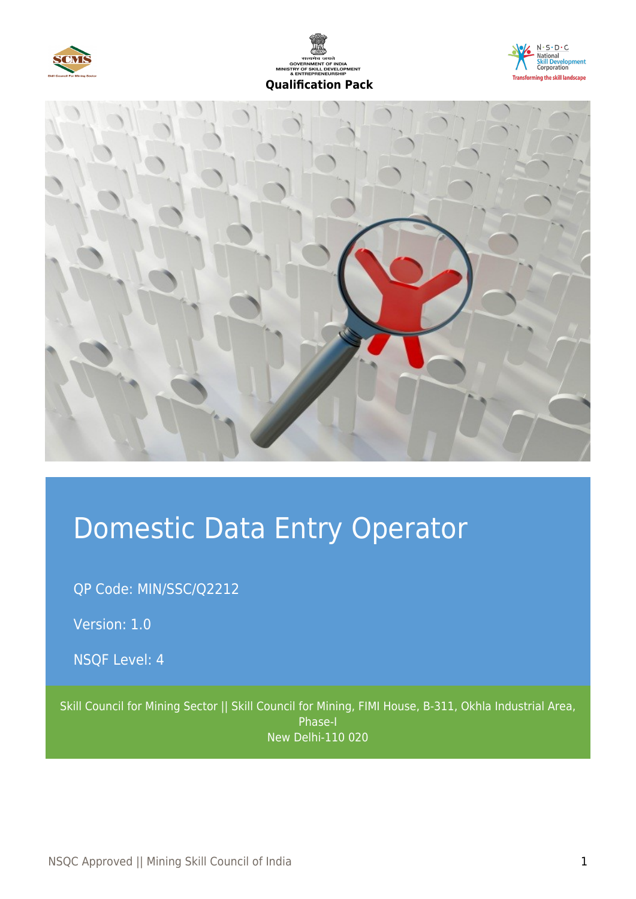GOVERNMENT OF INDIA
MINISTRY OF SKILL DEVELOPMENT & ENTREPRENEURSHIP

**Qualification Pack**

# Domestic Data Entry Operator

QP Code: MIN/SSC/Q2212

Version: 1.0

NSQF Level: 4

Skill Council for Mining Sector || Skill Council for Mining, FIMI House, B-311, Okhla Industrial Area, Phase-I
New Delhi-110 020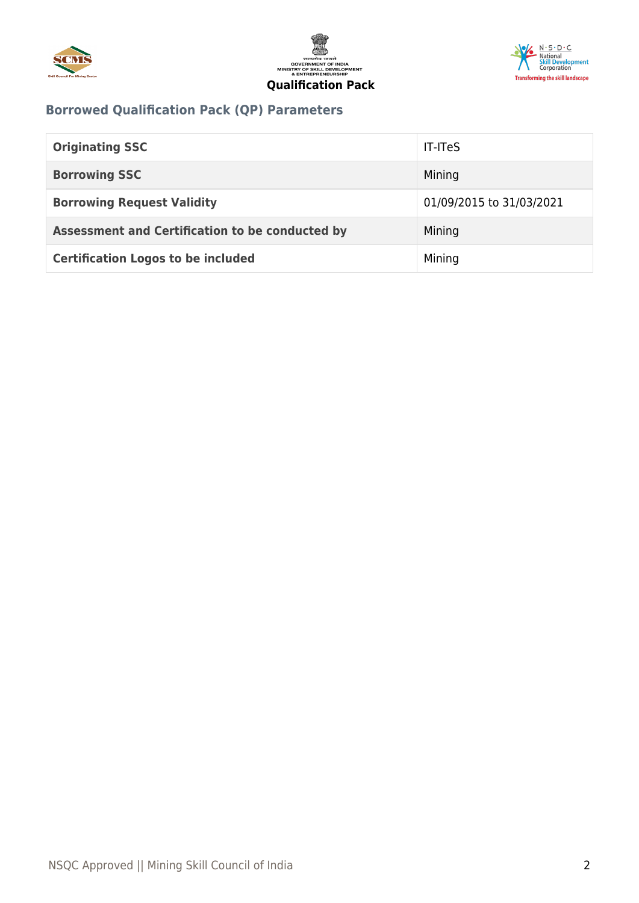## Borrowed Qualification Pack (QP) Parameters

| | |
|---|---|
| **Originating SSC** | IT-ITeS |
| **Borrowing SSC** | Mining |
| **Borrowing Request Validity** | 01/09/2015 to 31/03/2021 |
| **Assessment and Certification to be conducted by** | Mining |
| **Certification Logos to be included** | Mining |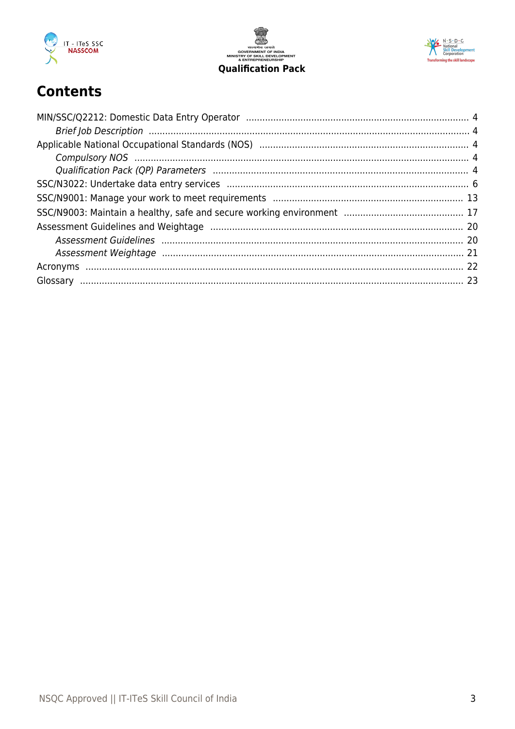# Contents

MIN/SSC/Q2212: Domestic Data Entry Operator ..... 4
*Brief Job Description* ..... 4
Applicable National Occupational Standards (NOS) ..... 4
*Compulsory NOS* ..... 4
*Qualification Pack (QP) Parameters* ..... 4
SSC/N3022: Undertake data entry services ..... 6
SSC/N9001: Manage your work to meet requirements ..... 13
SSC/N9003: Maintain a healthy, safe and secure working environment ..... 17
Assessment Guidelines and Weightage ..... 20
*Assessment Guidelines* ..... 20
*Assessment Weightage* ..... 21
Acronyms ..... 22
Glossary ..... 23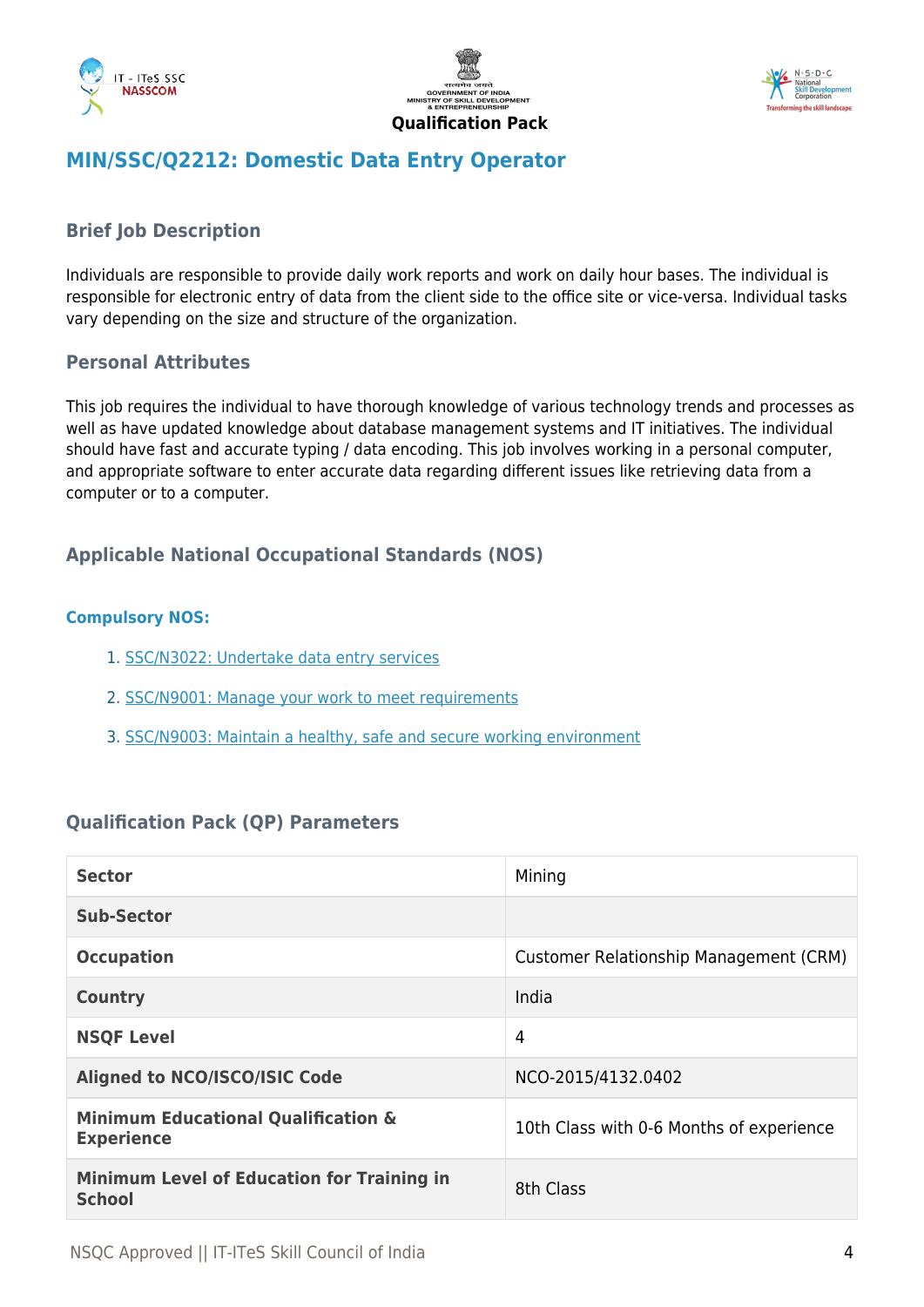Qualification Pack

# MIN/SSC/Q2212: Domestic Data Entry Operator

## Brief Job Description

Individuals are responsible to provide daily work reports and work on daily hour bases. The individual is responsible for electronic entry of data from the client side to the office site or vice-versa. Individual tasks vary depending on the size and structure of the organization.

## Personal Attributes

This job requires the individual to have thorough knowledge of various technology trends and processes as well as have updated knowledge about database management systems and IT initiatives. The individual should have fast and accurate typing / data encoding. This job involves working in a personal computer, and appropriate software to enter accurate data regarding different issues like retrieving data from a computer or to a computer.

## Applicable National Occupational Standards (NOS)

### Compulsory NOS:

1. SSC/N3022: Undertake data entry services
2. SSC/N9001: Manage your work to meet requirements
3. SSC/N9003: Maintain a healthy, safe and secure working environment

## Qualification Pack (QP) Parameters

| | |
|---|---|
| **Sector** | Mining |
| **Sub-Sector** | |
| **Occupation** | Customer Relationship Management (CRM) |
| **Country** | India |
| **NSQF Level** | 4 |
| **Aligned to NCO/ISCO/ISIC Code** | NCO-2015/4132.0402 |
| **Minimum Educational Qualification & Experience** | 10th Class with 0-6 Months of experience |
| **Minimum Level of Education for Training in School** | 8th Class |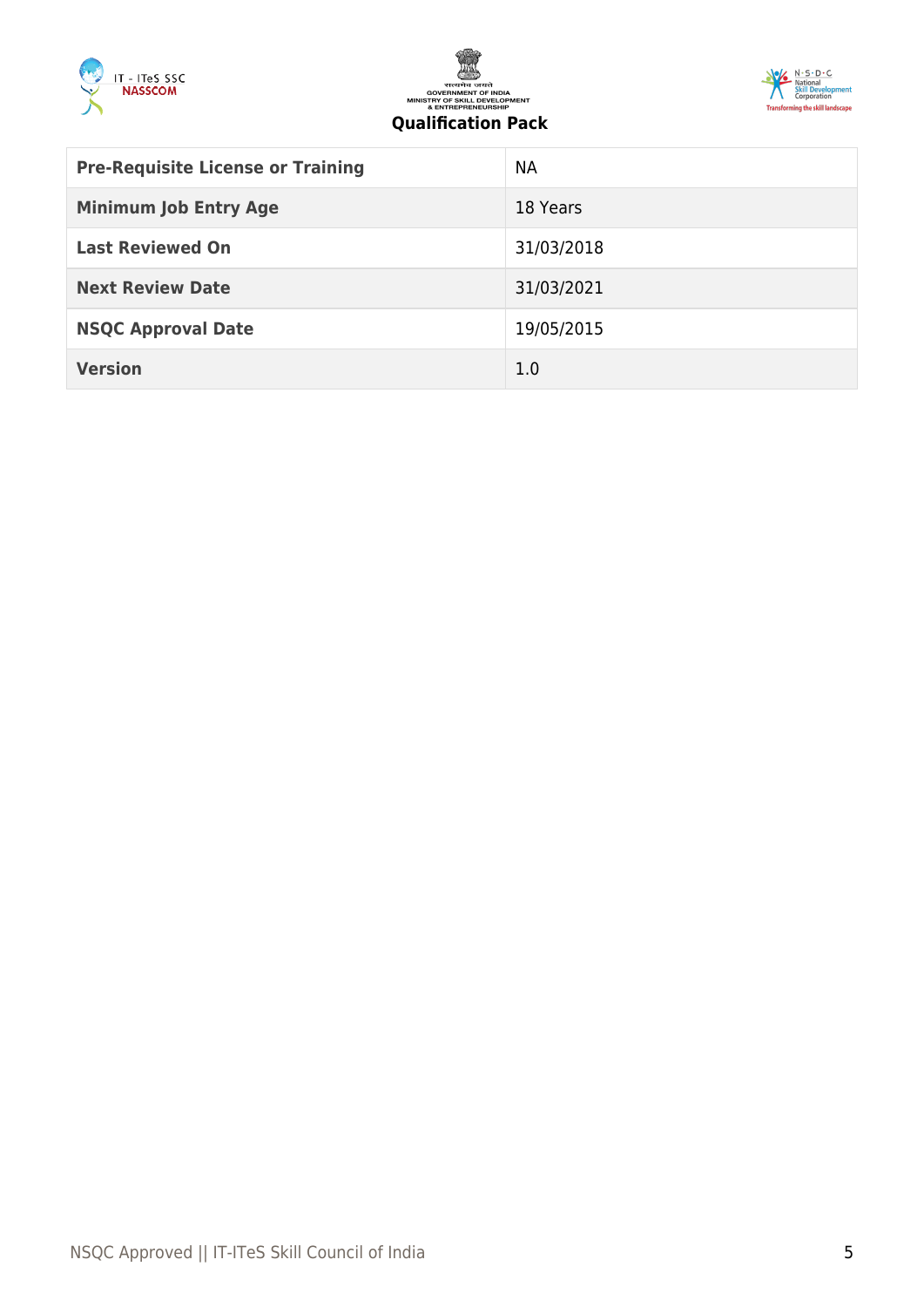| | |
|---|---|
| **Pre-Requisite License or Training** | NA |
| **Minimum Job Entry Age** | 18 Years |
| **Last Reviewed On** | 31/03/2018 |
| **Next Review Date** | 31/03/2021 |
| **NSQC Approval Date** | 19/05/2015 |
| **Version** | 1.0 |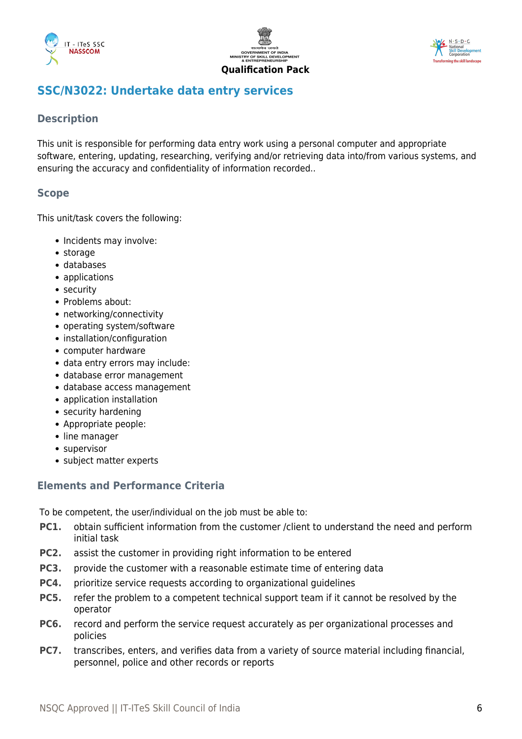## SSC/N3022: Undertake data entry services

### Description

This unit is responsible for performing data entry work using a personal computer and appropriate software, entering, updating, researching, verifying and/or retrieving data into/from various systems, and ensuring the accuracy and confidentiality of information recorded..

### Scope

This unit/task covers the following:

- Incidents may involve:
- storage
- databases
- applications
- security
- Problems about:
- networking/connectivity
- operating system/software
- installation/configuration
- computer hardware
- data entry errors may include:
- database error management
- database access management
- application installation
- security hardening
- Appropriate people:
- line manager
- supervisor
- subject matter experts

### Elements and Performance Criteria

To be competent, the user/individual on the job must be able to:

**PC1.** obtain sufficient information from the customer /client to understand the need and perform initial task

**PC2.** assist the customer in providing right information to be entered

**PC3.** provide the customer with a reasonable estimate time of entering data

**PC4.** prioritize service requests according to organizational guidelines

**PC5.** refer the problem to a competent technical support team if it cannot be resolved by the operator

**PC6.** record and perform the service request accurately as per organizational processes and policies

**PC7.** transcribes, enters, and verifies data from a variety of source material including financial, personnel, police and other records or reports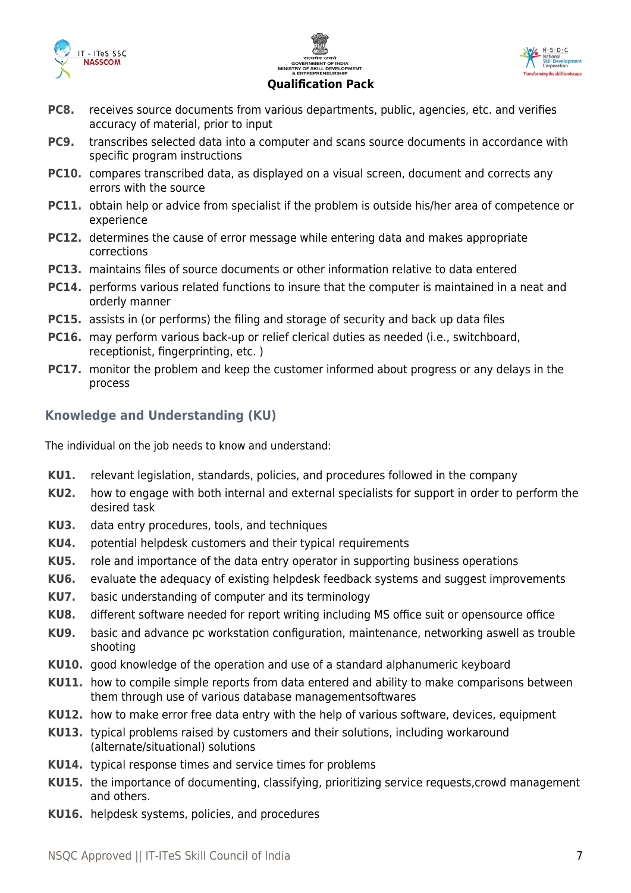**PC8.** receives source documents from various departments, public, agencies, etc. and verifies accuracy of material, prior to input

**PC9.** transcribes selected data into a computer and scans source documents in accordance with specific program instructions

**PC10.** compares transcribed data, as displayed on a visual screen, document and corrects any errors with the source

**PC11.** obtain help or advice from specialist if the problem is outside his/her area of competence or experience

**PC12.** determines the cause of error message while entering data and makes appropriate corrections

**PC13.** maintains files of source documents or other information relative to data entered

**PC14.** performs various related functions to insure that the computer is maintained in a neat and orderly manner

**PC15.** assists in (or performs) the filing and storage of security and back up data files

**PC16.** may perform various back-up or relief clerical duties as needed (i.e., switchboard, receptionist, fingerprinting, etc. )

**PC17.** monitor the problem and keep the customer informed about progress or any delays in the process

## Knowledge and Understanding (KU)

The individual on the job needs to know and understand:

**KU1.** relevant legislation, standards, policies, and procedures followed in the company

**KU2.** how to engage with both internal and external specialists for support in order to perform the desired task

**KU3.** data entry procedures, tools, and techniques

**KU4.** potential helpdesk customers and their typical requirements

**KU5.** role and importance of the data entry operator in supporting business operations

**KU6.** evaluate the adequacy of existing helpdesk feedback systems and suggest improvements

**KU7.** basic understanding of computer and its terminology

**KU8.** different software needed for report writing including MS office suit or opensource office

**KU9.** basic and advance pc workstation configuration, maintenance, networking aswell as trouble shooting

**KU10.** good knowledge of the operation and use of a standard alphanumeric keyboard

**KU11.** how to compile simple reports from data entered and ability to make comparisons between them through use of various database managementsoftwares

**KU12.** how to make error free data entry with the help of various software, devices, equipment

**KU13.** typical problems raised by customers and their solutions, including workaround (alternate/situational) solutions

**KU14.** typical response times and service times for problems

**KU15.** the importance of documenting, classifying, prioritizing service requests,crowd management and others.

**KU16.** helpdesk systems, policies, and procedures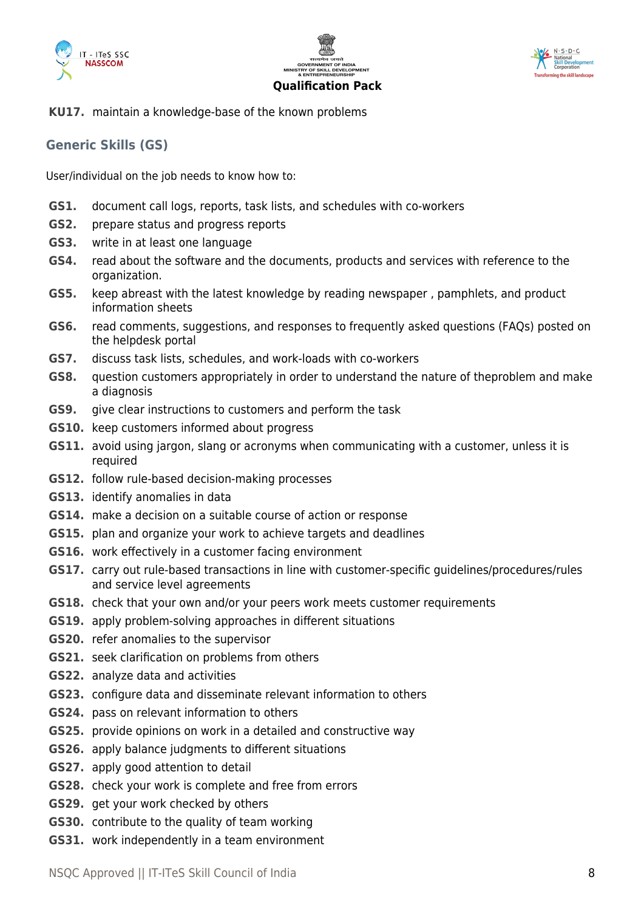**KU17.** maintain a knowledge-base of the known problems

## Generic Skills (GS)

User/individual on the job needs to know how to:

**GS1.** document call logs, reports, task lists, and schedules with co-workers
**GS2.** prepare status and progress reports
**GS3.** write in at least one language
**GS4.** read about the software and the documents, products and services with reference to the organization.
**GS5.** keep abreast with the latest knowledge by reading newspaper , pamphlets, and product information sheets
**GS6.** read comments, suggestions, and responses to frequently asked questions (FAQs) posted on the helpdesk portal
**GS7.** discuss task lists, schedules, and work-loads with co-workers
**GS8.** question customers appropriately in order to understand the nature of theproblem and make a diagnosis
**GS9.** give clear instructions to customers and perform the task
**GS10.** keep customers informed about progress
**GS11.** avoid using jargon, slang or acronyms when communicating with a customer, unless it is required
**GS12.** follow rule-based decision-making processes
**GS13.** identify anomalies in data
**GS14.** make a decision on a suitable course of action or response
**GS15.** plan and organize your work to achieve targets and deadlines
**GS16.** work effectively in a customer facing environment
**GS17.** carry out rule-based transactions in line with customer-specific guidelines/procedures/rules and service level agreements
**GS18.** check that your own and/or your peers work meets customer requirements
**GS19.** apply problem-solving approaches in different situations
**GS20.** refer anomalies to the supervisor
**GS21.** seek clarification on problems from others
**GS22.** analyze data and activities
**GS23.** configure data and disseminate relevant information to others
**GS24.** pass on relevant information to others
**GS25.** provide opinions on work in a detailed and constructive way
**GS26.** apply balance judgments to different situations
**GS27.** apply good attention to detail
**GS28.** check your work is complete and free from errors
**GS29.** get your work checked by others
**GS30.** contribute to the quality of team working
**GS31.** work independently in a team environment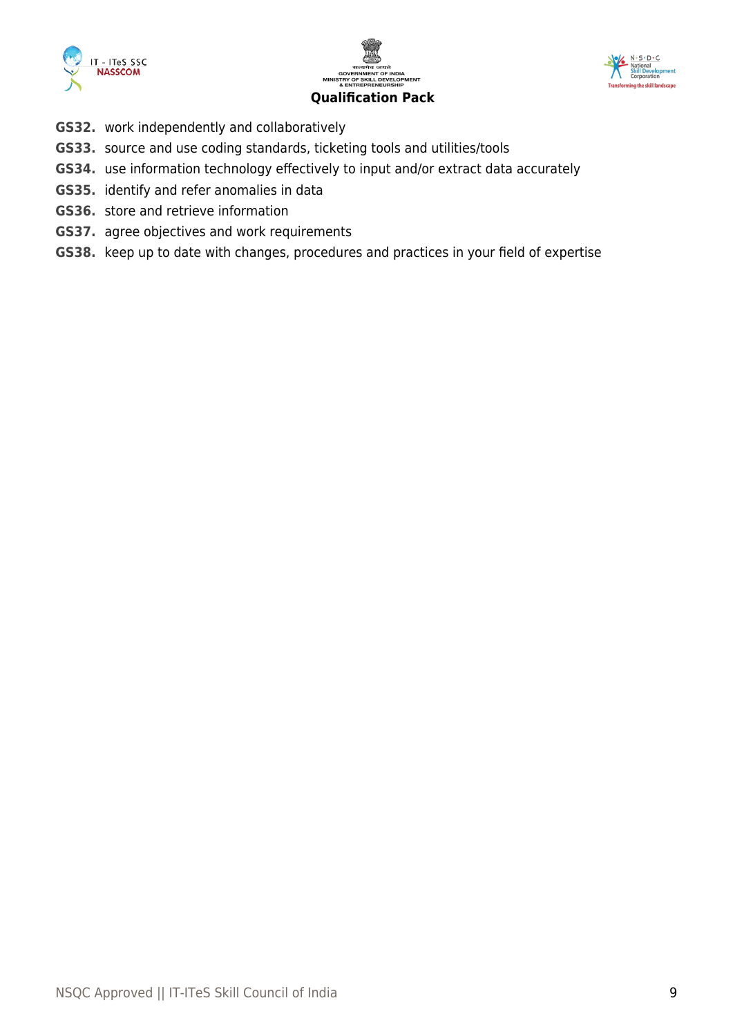**GS32.** work independently and collaboratively

**GS33.** source and use coding standards, ticketing tools and utilities/tools

**GS34.** use information technology effectively to input and/or extract data accurately

**GS35.** identify and refer anomalies in data

**GS36.** store and retrieve information

**GS37.** agree objectives and work requirements

**GS38.** keep up to date with changes, procedures and practices in your field of expertise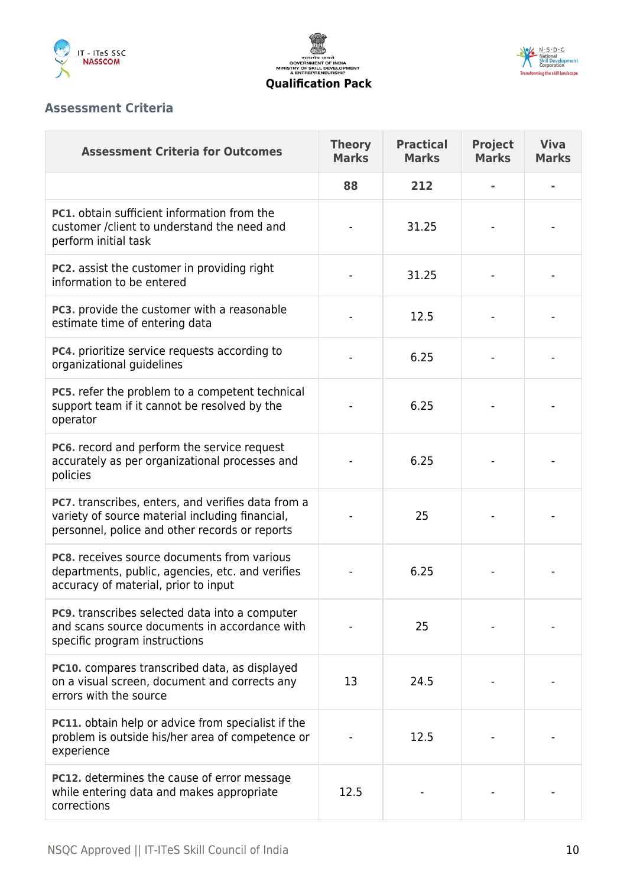## Assessment Criteria

| Assessment Criteria for Outcomes | Theory Marks | Practical Marks | Project Marks | Viva Marks |
|---|---|---|---|---|
| | **88** | **212** | **-** | **-** |
| **PC1.** obtain sufficient information from the customer /client to understand the need and perform initial task | - | 31.25 | - | - |
| **PC2.** assist the customer in providing right information to be entered | - | 31.25 | - | - |
| **PC3.** provide the customer with a reasonable estimate time of entering data | - | 12.5 | - | - |
| **PC4.** prioritize service requests according to organizational guidelines | - | 6.25 | - | - |
| **PC5.** refer the problem to a competent technical support team if it cannot be resolved by the operator | - | 6.25 | - | - |
| **PC6.** record and perform the service request accurately as per organizational processes and policies | - | 6.25 | - | - |
| **PC7.** transcribes, enters, and verifies data from a variety of source material including financial, personnel, police and other records or reports | - | 25 | - | - |
| **PC8.** receives source documents from various departments, public, agencies, etc. and verifies accuracy of material, prior to input | - | 6.25 | - | - |
| **PC9.** transcribes selected data into a computer and scans source documents in accordance with specific program instructions | - | 25 | - | - |
| **PC10.** compares transcribed data, as displayed on a visual screen, document and corrects any errors with the source | 13 | 24.5 | - | - |
| **PC11.** obtain help or advice from specialist if the problem is outside his/her area of competence or experience | - | 12.5 | - | - |
| **PC12.** determines the cause of error message while entering data and makes appropriate corrections | 12.5 | - | - | - |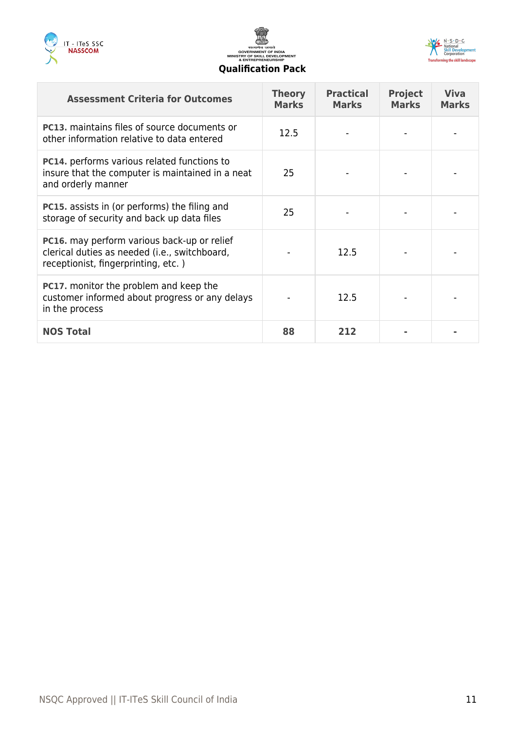| Assessment Criteria for Outcomes | Theory Marks | Practical Marks | Project Marks | Viva Marks |
|---|---|---|---|---|
| **PC13.** maintains files of source documents or other information relative to data entered | 12.5 | - | - | - |
| **PC14.** performs various related functions to insure that the computer is maintained in a neat and orderly manner | 25 | - | - | - |
| **PC15.** assists in (or performs) the filing and storage of security and back up data files | 25 | - | - | - |
| **PC16.** may perform various back-up or relief clerical duties as needed (i.e., switchboard, receptionist, fingerprinting, etc. ) | - | 12.5 | - | - |
| **PC17.** monitor the problem and keep the customer informed about progress or any delays in the process | - | 12.5 | - | - |
| **NOS Total** | **88** | **212** | **-** | **-** |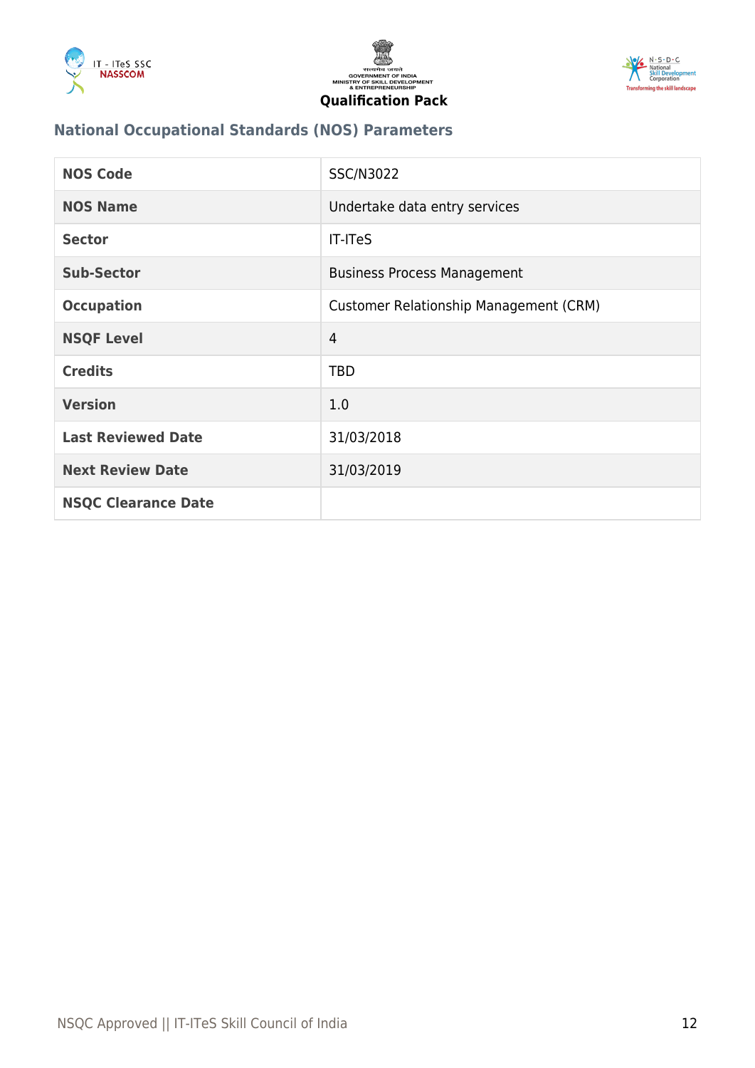## National Occupational Standards (NOS) Parameters

| NOS Code | SSC/N3022 |
|---|---|
| NOS Name | Undertake data entry services |
| Sector | IT-ITeS |
| Sub-Sector | Business Process Management |
| Occupation | Customer Relationship Management (CRM) |
| NSQF Level | 4 |
| Credits | TBD |
| Version | 1.0 |
| Last Reviewed Date | 31/03/2018 |
| Next Review Date | 31/03/2019 |
| NSQC Clearance Date | |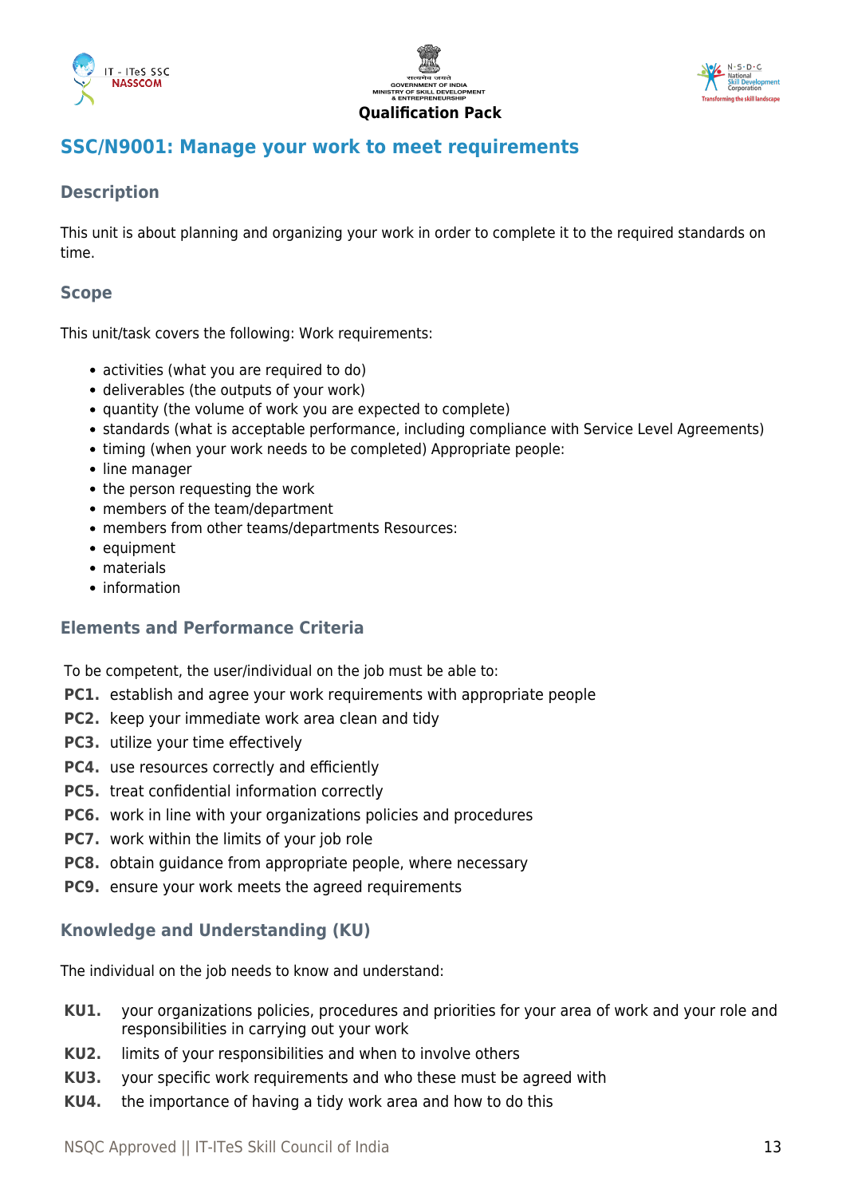## SSC/N9001: Manage your work to meet requirements

### Description

This unit is about planning and organizing your work in order to complete it to the required standards on time.

### Scope

This unit/task covers the following: Work requirements:

- activities (what you are required to do)
- deliverables (the outputs of your work)
- quantity (the volume of work you are expected to complete)
- standards (what is acceptable performance, including compliance with Service Level Agreements)
- timing (when your work needs to be completed) Appropriate people:
- line manager
- the person requesting the work
- members of the team/department
- members from other teams/departments Resources:
- equipment
- materials
- information

### Elements and Performance Criteria

To be competent, the user/individual on the job must be able to:

**PC1.** establish and agree your work requirements with appropriate people
**PC2.** keep your immediate work area clean and tidy
**PC3.** utilize your time effectively
**PC4.** use resources correctly and efficiently
**PC5.** treat confidential information correctly
**PC6.** work in line with your organizations policies and procedures
**PC7.** work within the limits of your job role
**PC8.** obtain guidance from appropriate people, where necessary
**PC9.** ensure your work meets the agreed requirements

### Knowledge and Understanding (KU)

The individual on the job needs to know and understand:

**KU1.** your organizations policies, procedures and priorities for your area of work and your role and responsibilities in carrying out your work
**KU2.** limits of your responsibilities and when to involve others
**KU3.** your specific work requirements and who these must be agreed with
**KU4.** the importance of having a tidy work area and how to do this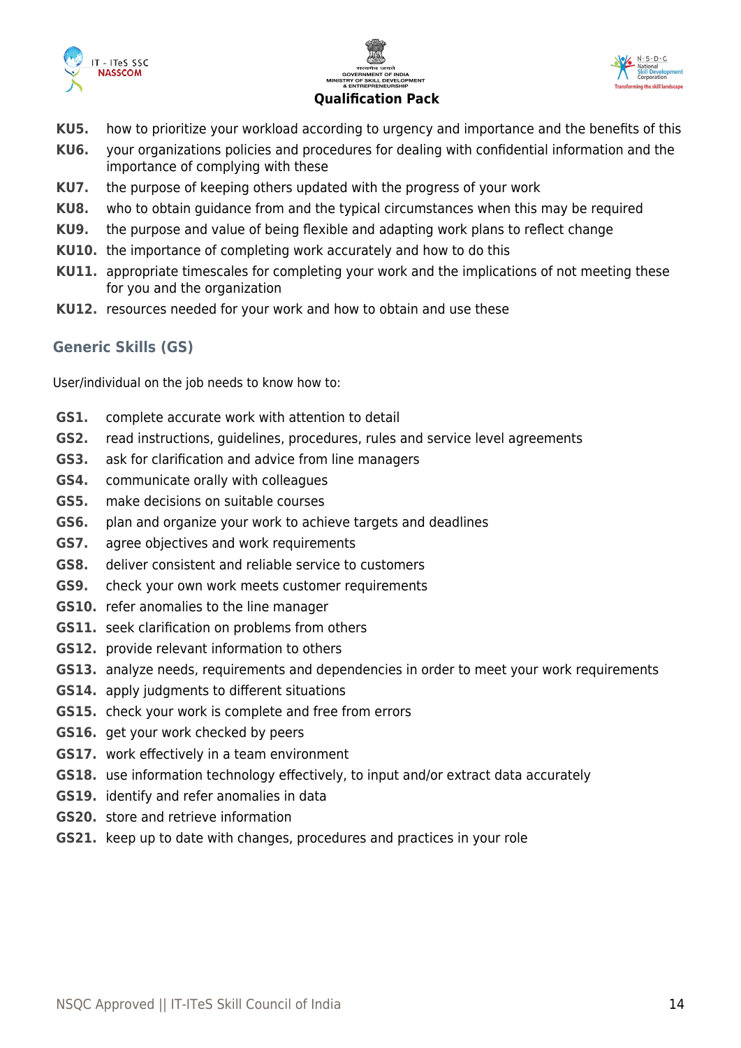**KU5.** how to prioritize your workload according to urgency and importance and the benefits of this

**KU6.** your organizations policies and procedures for dealing with confidential information and the importance of complying with these

**KU7.** the purpose of keeping others updated with the progress of your work

**KU8.** who to obtain guidance from and the typical circumstances when this may be required

**KU9.** the purpose and value of being flexible and adapting work plans to reflect change

**KU10.** the importance of completing work accurately and how to do this

**KU11.** appropriate timescales for completing your work and the implications of not meeting these for you and the organization

**KU12.** resources needed for your work and how to obtain and use these

## Generic Skills (GS)

User/individual on the job needs to know how to:

**GS1.** complete accurate work with attention to detail

**GS2.** read instructions, guidelines, procedures, rules and service level agreements

**GS3.** ask for clarification and advice from line managers

**GS4.** communicate orally with colleagues

**GS5.** make decisions on suitable courses

**GS6.** plan and organize your work to achieve targets and deadlines

**GS7.** agree objectives and work requirements

**GS8.** deliver consistent and reliable service to customers

**GS9.** check your own work meets customer requirements

**GS10.** refer anomalies to the line manager

**GS11.** seek clarification on problems from others

**GS12.** provide relevant information to others

**GS13.** analyze needs, requirements and dependencies in order to meet your work requirements

**GS14.** apply judgments to different situations

**GS15.** check your work is complete and free from errors

**GS16.** get your work checked by peers

**GS17.** work effectively in a team environment

**GS18.** use information technology effectively, to input and/or extract data accurately

**GS19.** identify and refer anomalies in data

**GS20.** store and retrieve information

**GS21.** keep up to date with changes, procedures and practices in your role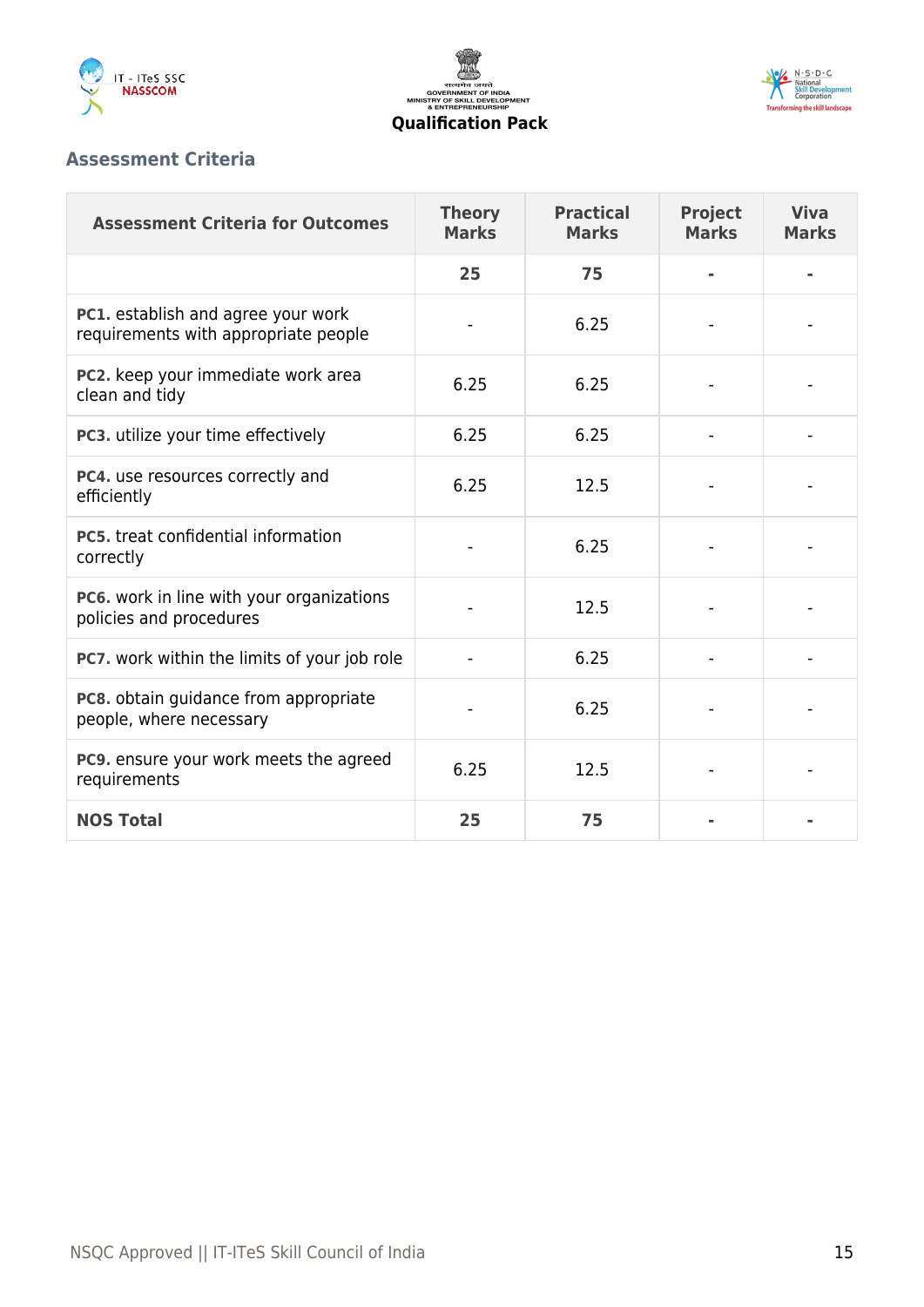## Assessment Criteria

| Assessment Criteria for Outcomes | Theory Marks | Practical Marks | Project Marks | Viva Marks |
|---|---|---|---|---|
| | **25** | **75** | **-** | **-** |
| **PC1.** establish and agree your work requirements with appropriate people | - | 6.25 | - | - |
| **PC2.** keep your immediate work area clean and tidy | 6.25 | 6.25 | - | - |
| **PC3.** utilize your time effectively | 6.25 | 6.25 | - | - |
| **PC4.** use resources correctly and efficiently | 6.25 | 12.5 | - | - |
| **PC5.** treat confidential information correctly | - | 6.25 | - | - |
| **PC6.** work in line with your organizations policies and procedures | - | 12.5 | - | - |
| **PC7.** work within the limits of your job role | - | 6.25 | - | - |
| **PC8.** obtain guidance from appropriate people, where necessary | - | 6.25 | - | - |
| **PC9.** ensure your work meets the agreed requirements | 6.25 | 12.5 | - | - |
| **NOS Total** | **25** | **75** | **-** | **-** |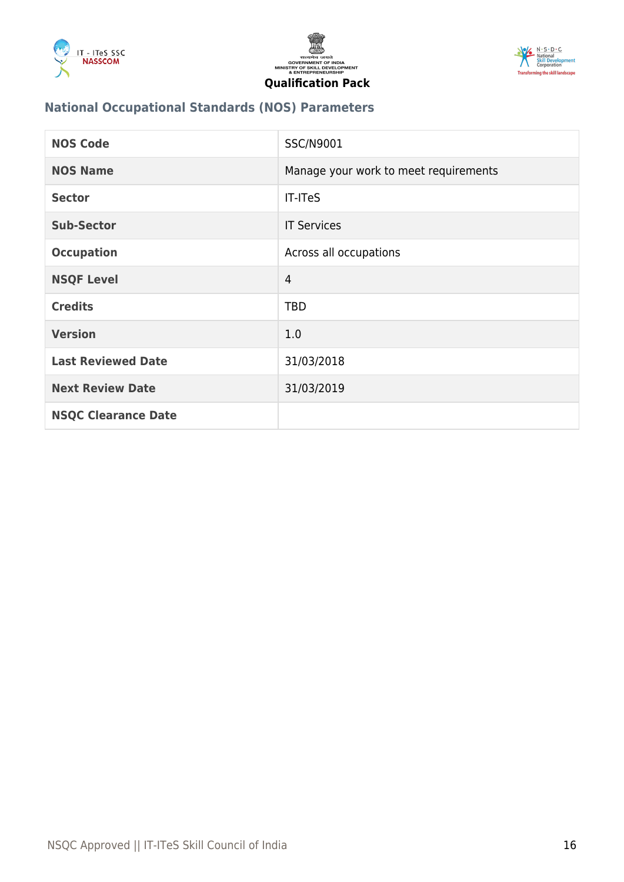## National Occupational Standards (NOS) Parameters

| | |
|---|---|
| **NOS Code** | SSC/N9001 |
| **NOS Name** | Manage your work to meet requirements |
| **Sector** | IT-ITeS |
| **Sub-Sector** | IT Services |
| **Occupation** | Across all occupations |
| **NSQF Level** | 4 |
| **Credits** | TBD |
| **Version** | 1.0 |
| **Last Reviewed Date** | 31/03/2018 |
| **Next Review Date** | 31/03/2019 |
| **NSQC Clearance Date** | |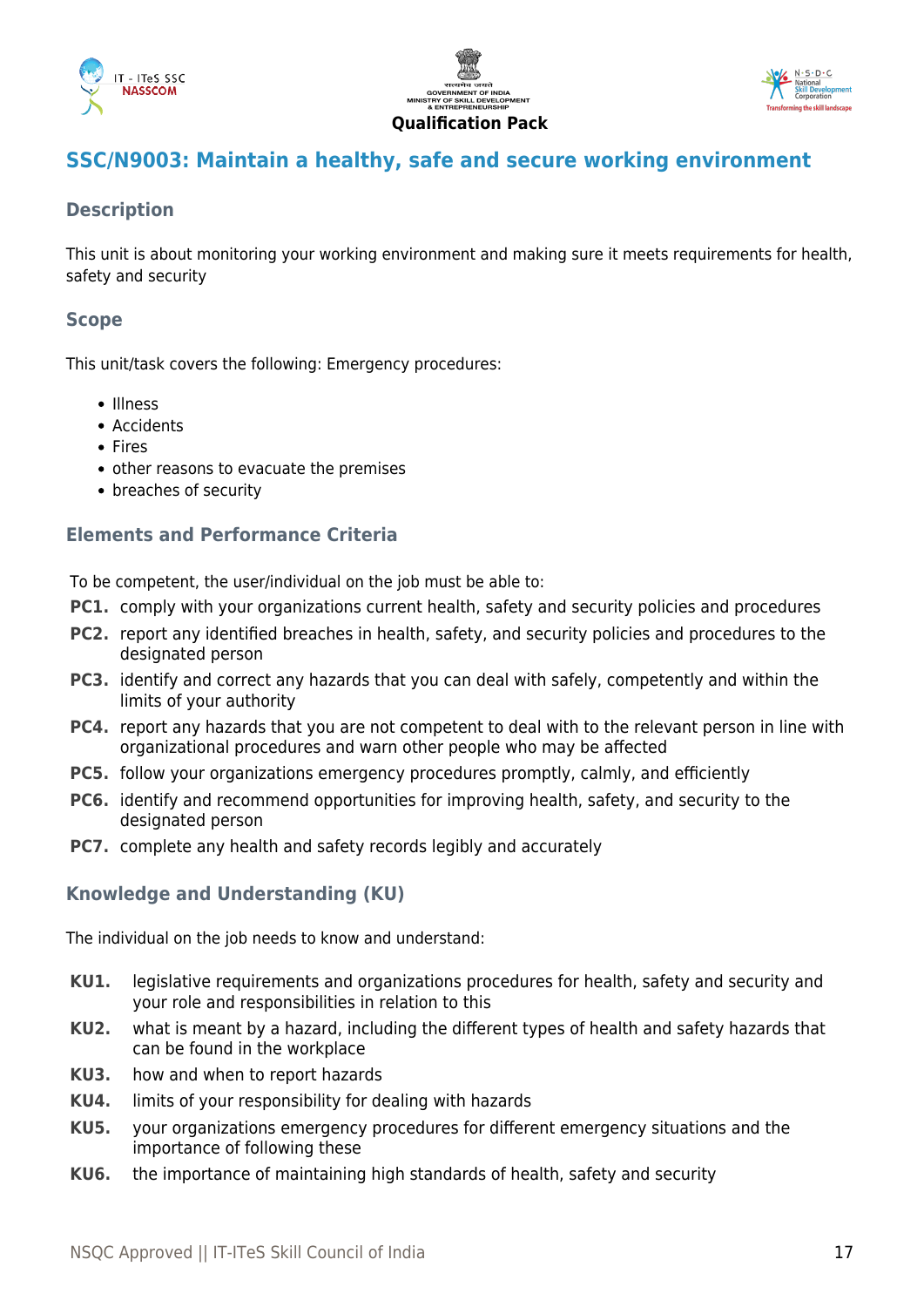## SSC/N9003: Maintain a healthy, safe and secure working environment

### Description

This unit is about monitoring your working environment and making sure it meets requirements for health, safety and security

### Scope

This unit/task covers the following: Emergency procedures:

- Illness
- Accidents
- Fires
- other reasons to evacuate the premises
- breaches of security

### Elements and Performance Criteria

To be competent, the user/individual on the job must be able to:

**PC1.** comply with your organizations current health, safety and security policies and procedures

**PC2.** report any identified breaches in health, safety, and security policies and procedures to the designated person

**PC3.** identify and correct any hazards that you can deal with safely, competently and within the limits of your authority

**PC4.** report any hazards that you are not competent to deal with to the relevant person in line with organizational procedures and warn other people who may be affected

**PC5.** follow your organizations emergency procedures promptly, calmly, and efficiently

**PC6.** identify and recommend opportunities for improving health, safety, and security to the designated person

**PC7.** complete any health and safety records legibly and accurately

### Knowledge and Understanding (KU)

The individual on the job needs to know and understand:

**KU1.** legislative requirements and organizations procedures for health, safety and security and your role and responsibilities in relation to this

**KU2.** what is meant by a hazard, including the different types of health and safety hazards that can be found in the workplace

**KU3.** how and when to report hazards

**KU4.** limits of your responsibility for dealing with hazards

**KU5.** your organizations emergency procedures for different emergency situations and the importance of following these

**KU6.** the importance of maintaining high standards of health, safety and security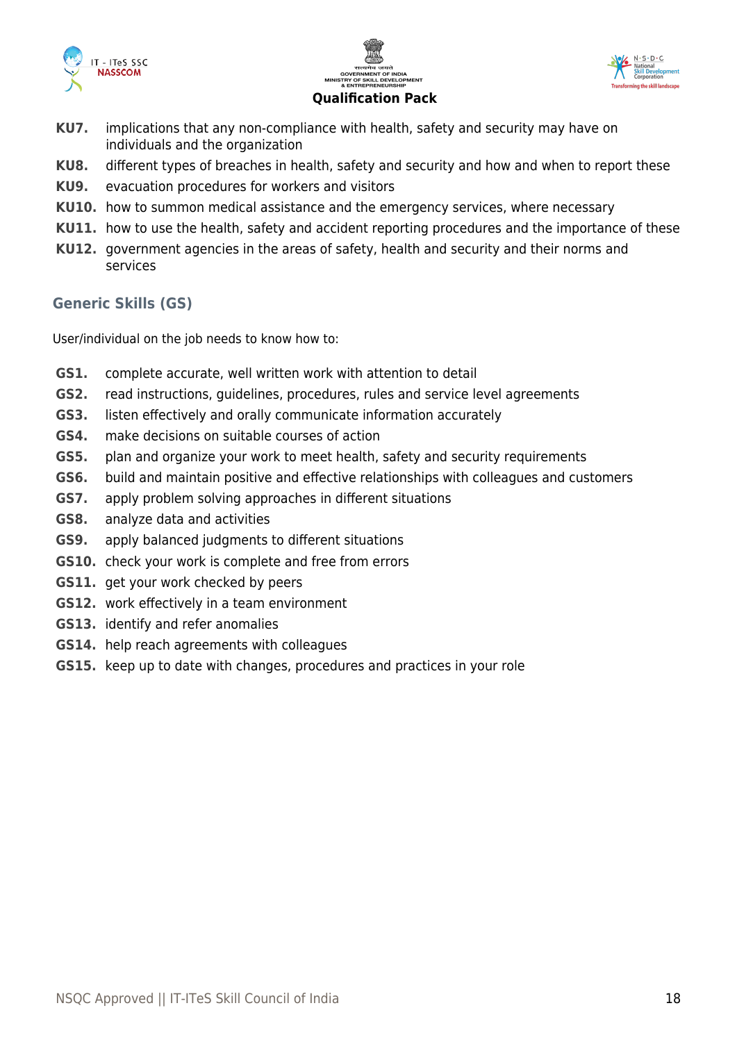**KU7.** implications that any non-compliance with health, safety and security may have on individuals and the organization

**KU8.** different types of breaches in health, safety and security and how and when to report these

**KU9.** evacuation procedures for workers and visitors

**KU10.** how to summon medical assistance and the emergency services, where necessary

**KU11.** how to use the health, safety and accident reporting procedures and the importance of these

**KU12.** government agencies in the areas of safety, health and security and their norms and services

## Generic Skills (GS)

User/individual on the job needs to know how to:

**GS1.** complete accurate, well written work with attention to detail

**GS2.** read instructions, guidelines, procedures, rules and service level agreements

**GS3.** listen effectively and orally communicate information accurately

**GS4.** make decisions on suitable courses of action

**GS5.** plan and organize your work to meet health, safety and security requirements

**GS6.** build and maintain positive and effective relationships with colleagues and customers

**GS7.** apply problem solving approaches in different situations

**GS8.** analyze data and activities

**GS9.** apply balanced judgments to different situations

**GS10.** check your work is complete and free from errors

**GS11.** get your work checked by peers

**GS12.** work effectively in a team environment

**GS13.** identify and refer anomalies

**GS14.** help reach agreements with colleagues

**GS15.** keep up to date with changes, procedures and practices in your role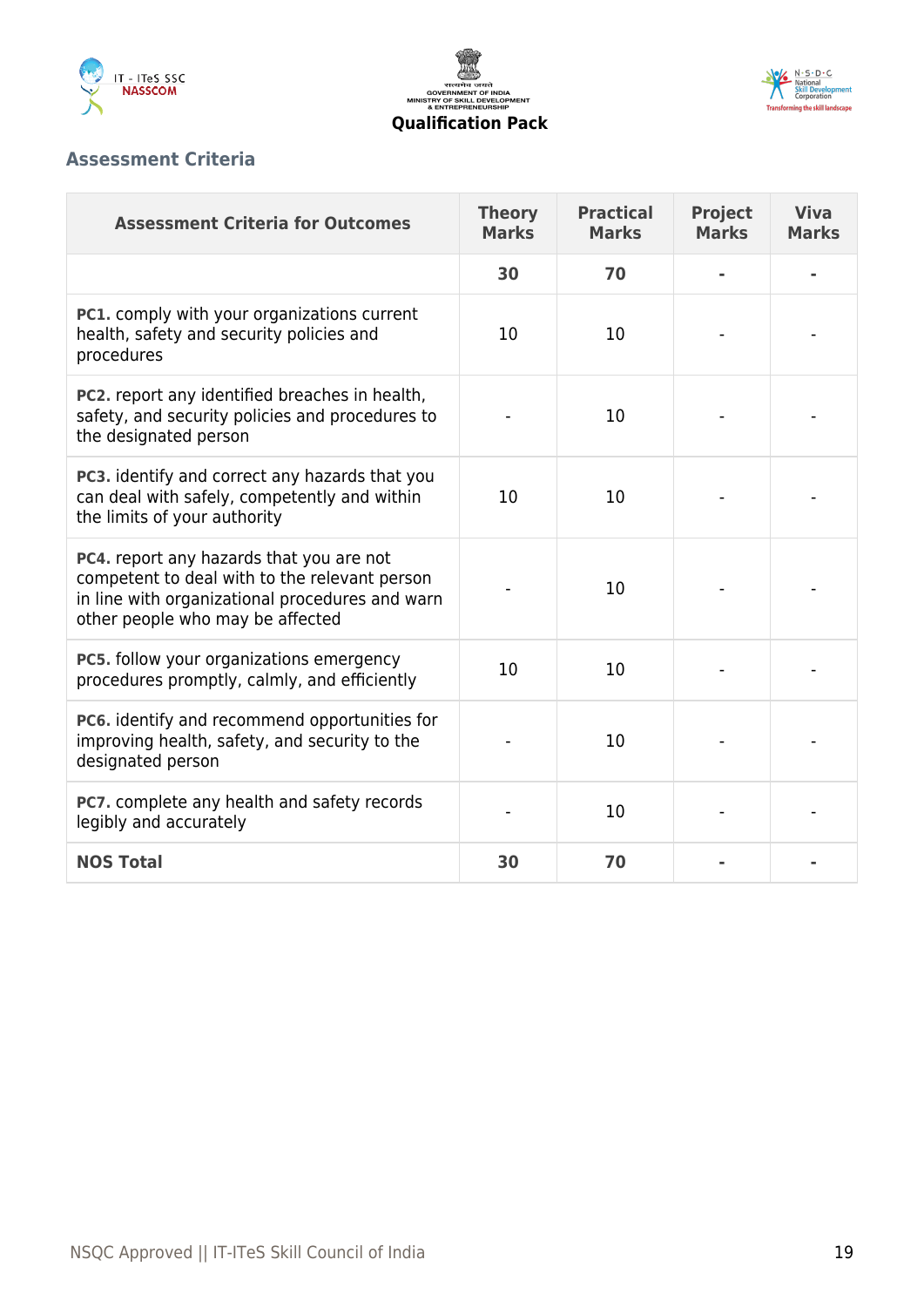## Assessment Criteria

| Assessment Criteria for Outcomes | Theory Marks | Practical Marks | Project Marks | Viva Marks |
|---|---|---|---|---|
| | **30** | **70** | **-** | **-** |
| **PC1.** comply with your organizations current health, safety and security policies and procedures | 10 | 10 | - | - |
| **PC2.** report any identified breaches in health, safety, and security policies and procedures to the designated person | - | 10 | - | - |
| **PC3.** identify and correct any hazards that you can deal with safely, competently and within the limits of your authority | 10 | 10 | - | - |
| **PC4.** report any hazards that you are not competent to deal with to the relevant person in line with organizational procedures and warn other people who may be affected | - | 10 | - | - |
| **PC5.** follow your organizations emergency procedures promptly, calmly, and efficiently | 10 | 10 | - | - |
| **PC6.** identify and recommend opportunities for improving health, safety, and security to the designated person | - | 10 | - | - |
| **PC7.** complete any health and safety records legibly and accurately | - | 10 | - | - |
| **NOS Total** | **30** | **70** | **-** | **-** |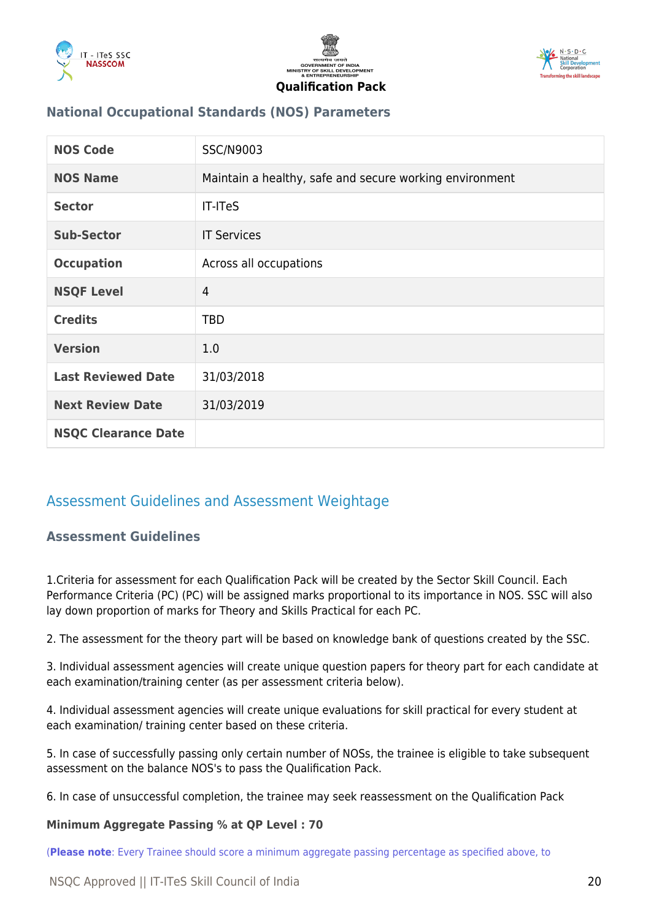## National Occupational Standards (NOS) Parameters

| NOS Code | SSC/N9003 |
|---|---|
| NOS Name | Maintain a healthy, safe and secure working environment |
| Sector | IT-ITeS |
| Sub-Sector | IT Services |
| Occupation | Across all occupations |
| NSQF Level | 4 |
| Credits | TBD |
| Version | 1.0 |
| Last Reviewed Date | 31/03/2018 |
| Next Review Date | 31/03/2019 |
| NSQC Clearance Date | |

# Assessment Guidelines and Assessment Weightage

### Assessment Guidelines

1.Criteria for assessment for each Qualification Pack will be created by the Sector Skill Council. Each Performance Criteria (PC) (PC) will be assigned marks proportional to its importance in NOS. SSC will also lay down proportion of marks for Theory and Skills Practical for each PC.

2. The assessment for the theory part will be based on knowledge bank of questions created by the SSC.

3. Individual assessment agencies will create unique question papers for theory part for each candidate at each examination/training center (as per assessment criteria below).

4. Individual assessment agencies will create unique evaluations for skill practical for every student at each examination/ training center based on these criteria.

5. In case of successfully passing only certain number of NOSs, the trainee is eligible to take subsequent assessment on the balance NOS's to pass the Qualification Pack.

6. In case of unsuccessful completion, the trainee may seek reassessment on the Qualification Pack

**Minimum Aggregate Passing % at QP Level : 70**

(**Please note**: Every Trainee should score a minimum aggregate passing percentage as specified above, to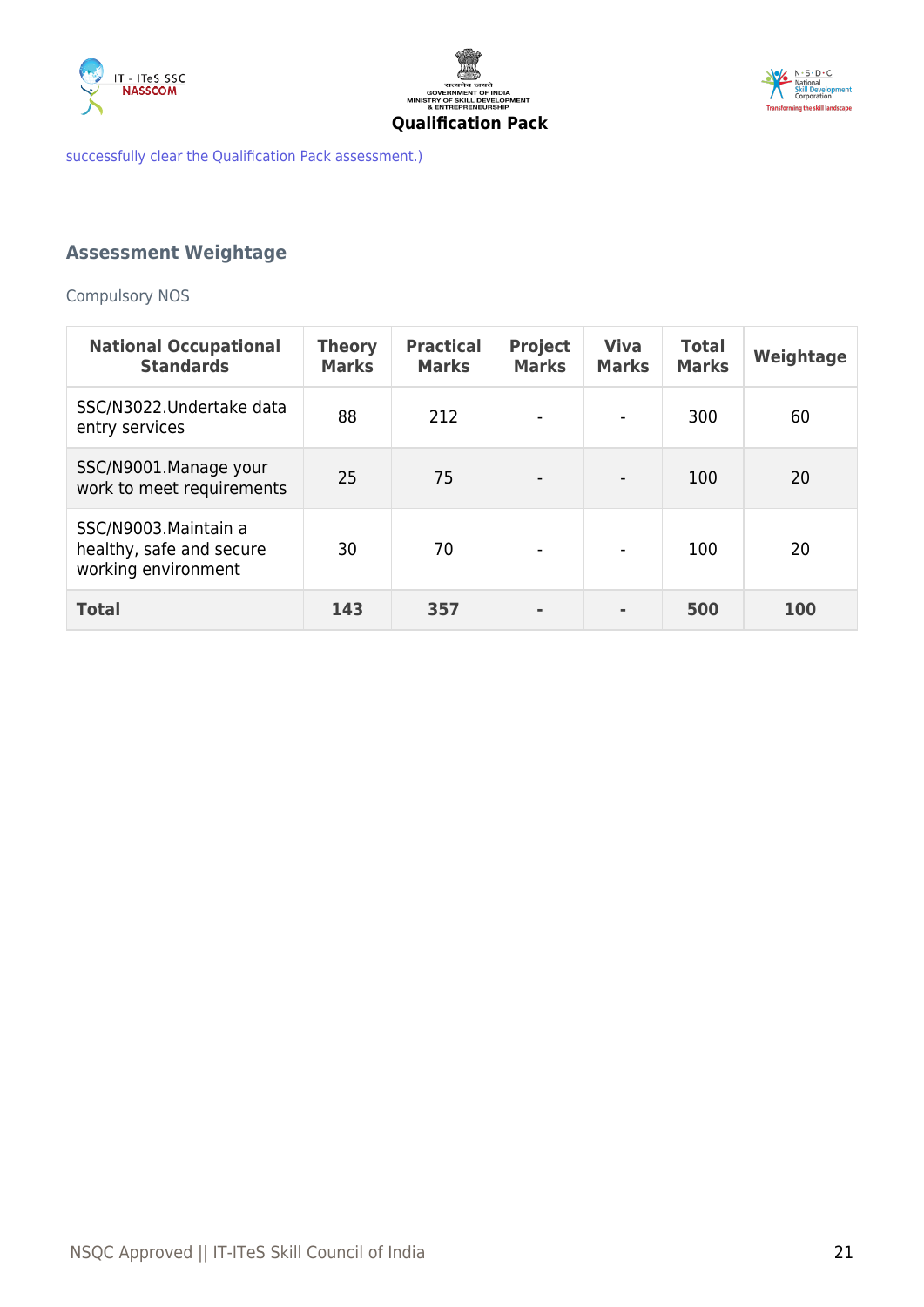successfully clear the Qualification Pack assessment.)

## Assessment Weightage

Compulsory NOS

| National Occupational Standards | Theory Marks | Practical Marks | Project Marks | Viva Marks | Total Marks | Weightage |
|---|---|---|---|---|---|---|
| SSC/N3022.Undertake data entry services | 88 | 212 | - | - | 300 | 60 |
| SSC/N9001.Manage your work to meet requirements | 25 | 75 | - | - | 100 | 20 |
| SSC/N9003.Maintain a healthy, safe and secure working environment | 30 | 70 | - | - | 100 | 20 |
| **Total** | **143** | **357** | **-** | **-** | **500** | **100** |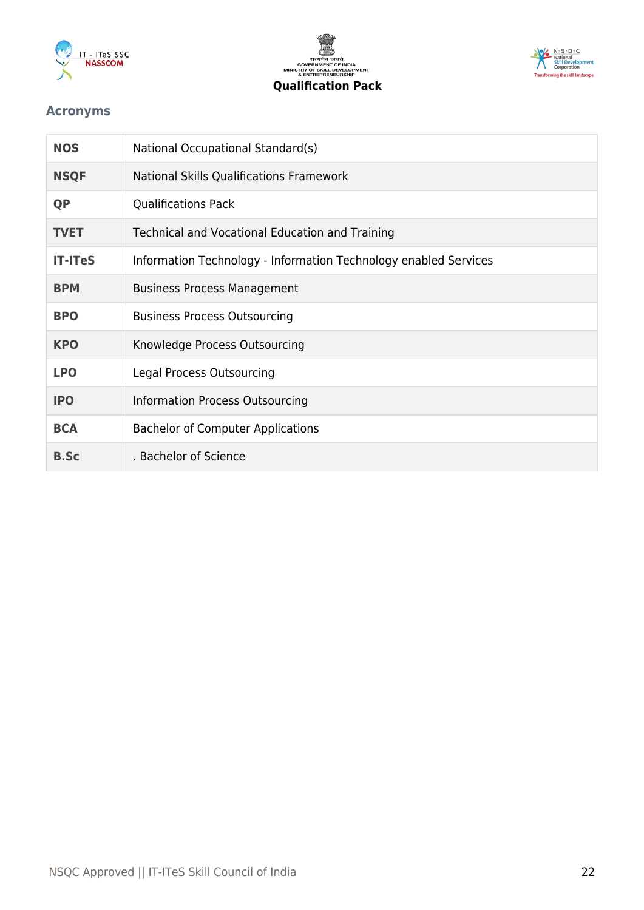## Acronyms

| | |
|---|---|
| **NOS** | National Occupational Standard(s) |
| **NSQF** | National Skills Qualifications Framework |
| **QP** | Qualifications Pack |
| **TVET** | Technical and Vocational Education and Training |
| **IT-ITeS** | Information Technology - Information Technology enabled Services |
| **BPM** | Business Process Management |
| **BPO** | Business Process Outsourcing |
| **KPO** | Knowledge Process Outsourcing |
| **LPO** | Legal Process Outsourcing |
| **IPO** | Information Process Outsourcing |
| **BCA** | Bachelor of Computer Applications |
| **B.Sc** | . Bachelor of Science |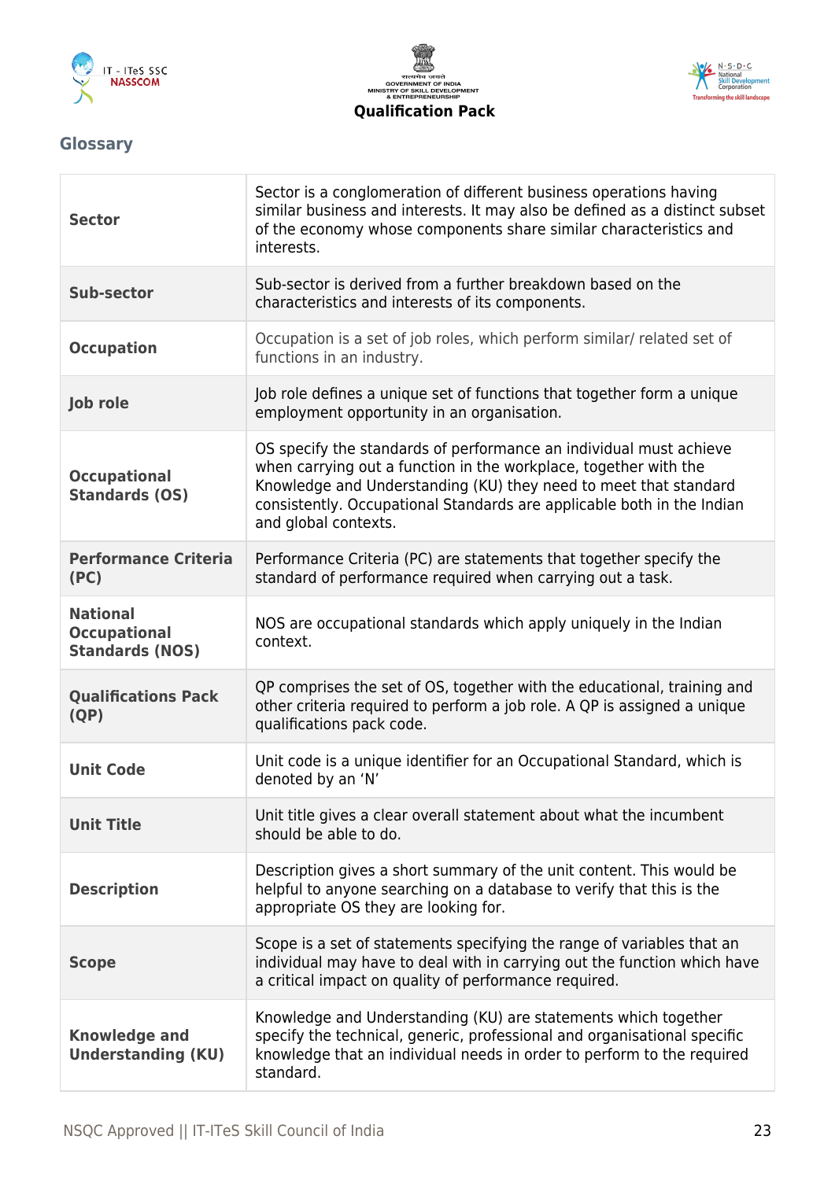## Glossary

| | |
|---|---|
| **Sector** | Sector is a conglomeration of different business operations having similar business and interests. It may also be defined as a distinct subset of the economy whose components share similar characteristics and interests. |
| **Sub-sector** | Sub-sector is derived from a further breakdown based on the characteristics and interests of its components. |
| **Occupation** | Occupation is a set of job roles, which perform similar/ related set of functions in an industry. |
| **Job role** | Job role defines a unique set of functions that together form a unique employment opportunity in an organisation. |
| **Occupational Standards (OS)** | OS specify the standards of performance an individual must achieve when carrying out a function in the workplace, together with the Knowledge and Understanding (KU) they need to meet that standard consistently. Occupational Standards are applicable both in the Indian and global contexts. |
| **Performance Criteria (PC)** | Performance Criteria (PC) are statements that together specify the standard of performance required when carrying out a task. |
| **National Occupational Standards (NOS)** | NOS are occupational standards which apply uniquely in the Indian context. |
| **Qualifications Pack (QP)** | QP comprises the set of OS, together with the educational, training and other criteria required to perform a job role. A QP is assigned a unique qualifications pack code. |
| **Unit Code** | Unit code is a unique identifier for an Occupational Standard, which is denoted by an 'N' |
| **Unit Title** | Unit title gives a clear overall statement about what the incumbent should be able to do. |
| **Description** | Description gives a short summary of the unit content. This would be helpful to anyone searching on a database to verify that this is the appropriate OS they are looking for. |
| **Scope** | Scope is a set of statements specifying the range of variables that an individual may have to deal with in carrying out the function which have a critical impact on quality of performance required. |
| **Knowledge and Understanding (KU)** | Knowledge and Understanding (KU) are statements which together specify the technical, generic, professional and organisational specific knowledge that an individual needs in order to perform to the required standard. |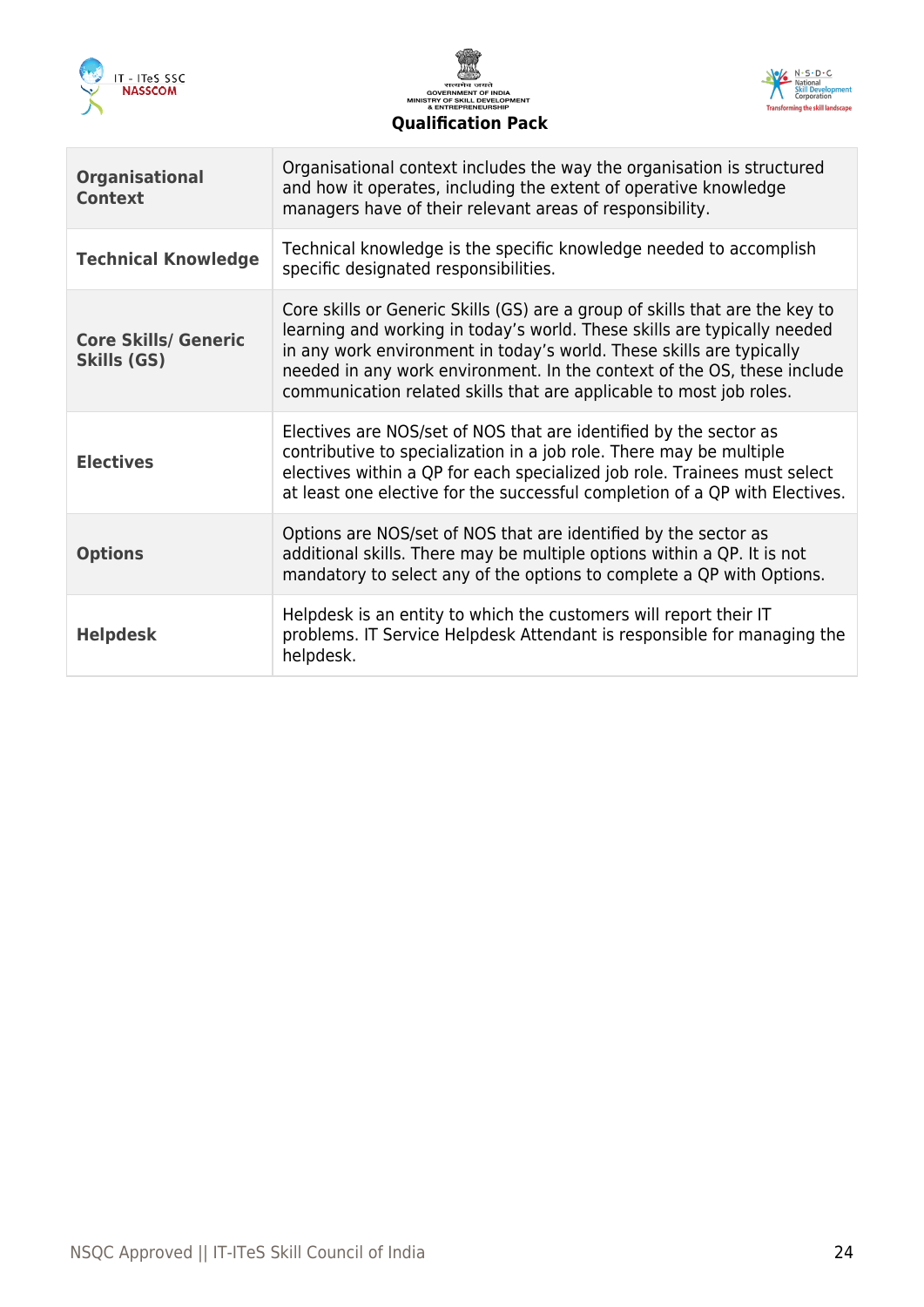| | |
|---|---|
| **Organisational Context** | Organisational context includes the way the organisation is structured and how it operates, including the extent of operative knowledge managers have of their relevant areas of responsibility. |
| **Technical Knowledge** | Technical knowledge is the specific knowledge needed to accomplish specific designated responsibilities. |
| **Core Skills/ Generic Skills (GS)** | Core skills or Generic Skills (GS) are a group of skills that are the key to learning and working in today's world. These skills are typically needed in any work environment in today's world. These skills are typically needed in any work environment. In the context of the OS, these include communication related skills that are applicable to most job roles. |
| **Electives** | Electives are NOS/set of NOS that are identified by the sector as contributive to specialization in a job role. There may be multiple electives within a QP for each specialized job role. Trainees must select at least one elective for the successful completion of a QP with Electives. |
| **Options** | Options are NOS/set of NOS that are identified by the sector as additional skills. There may be multiple options within a QP. It is not mandatory to select any of the options to complete a QP with Options. |
| **Helpdesk** | Helpdesk is an entity to which the customers will report their IT problems. IT Service Helpdesk Attendant is responsible for managing the helpdesk. |